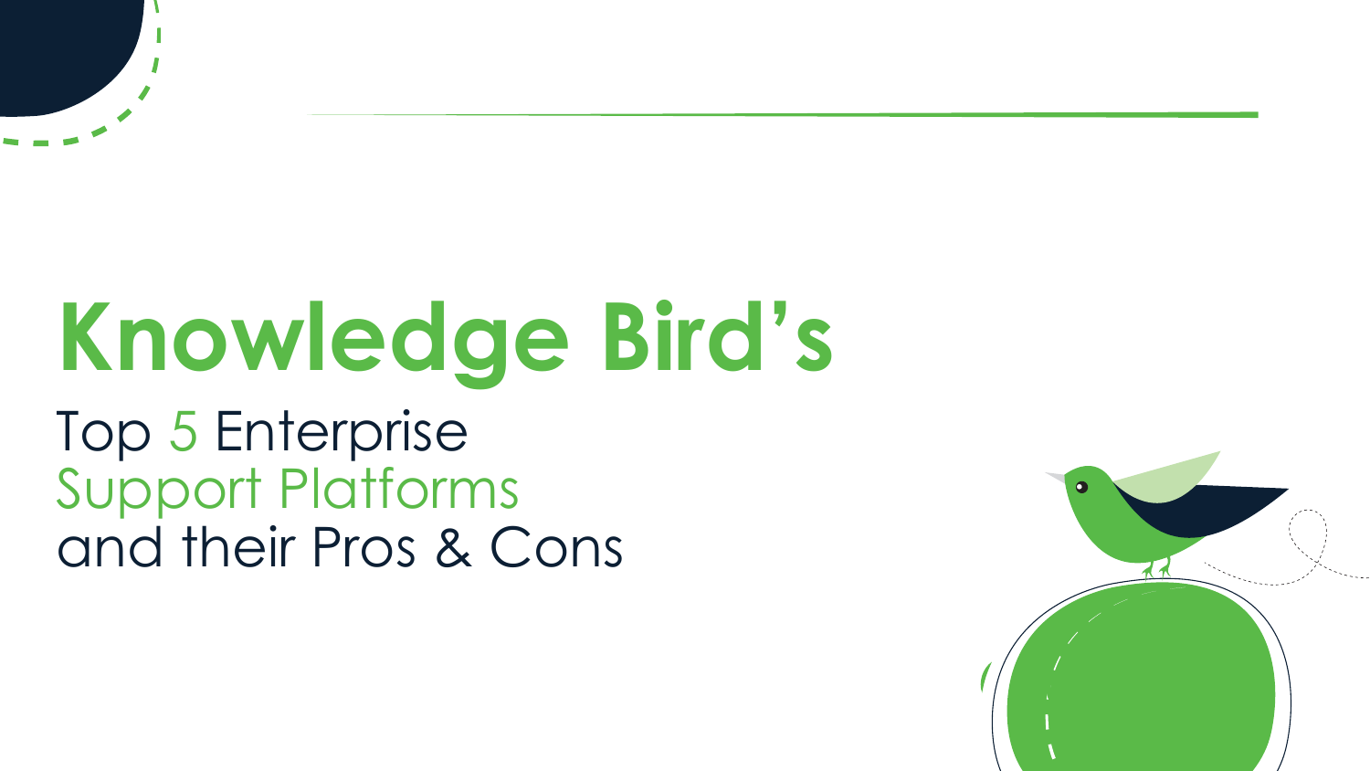# Knowledge Bird's

## Top 5 Enterprise Support Platforms and their Pros & Cons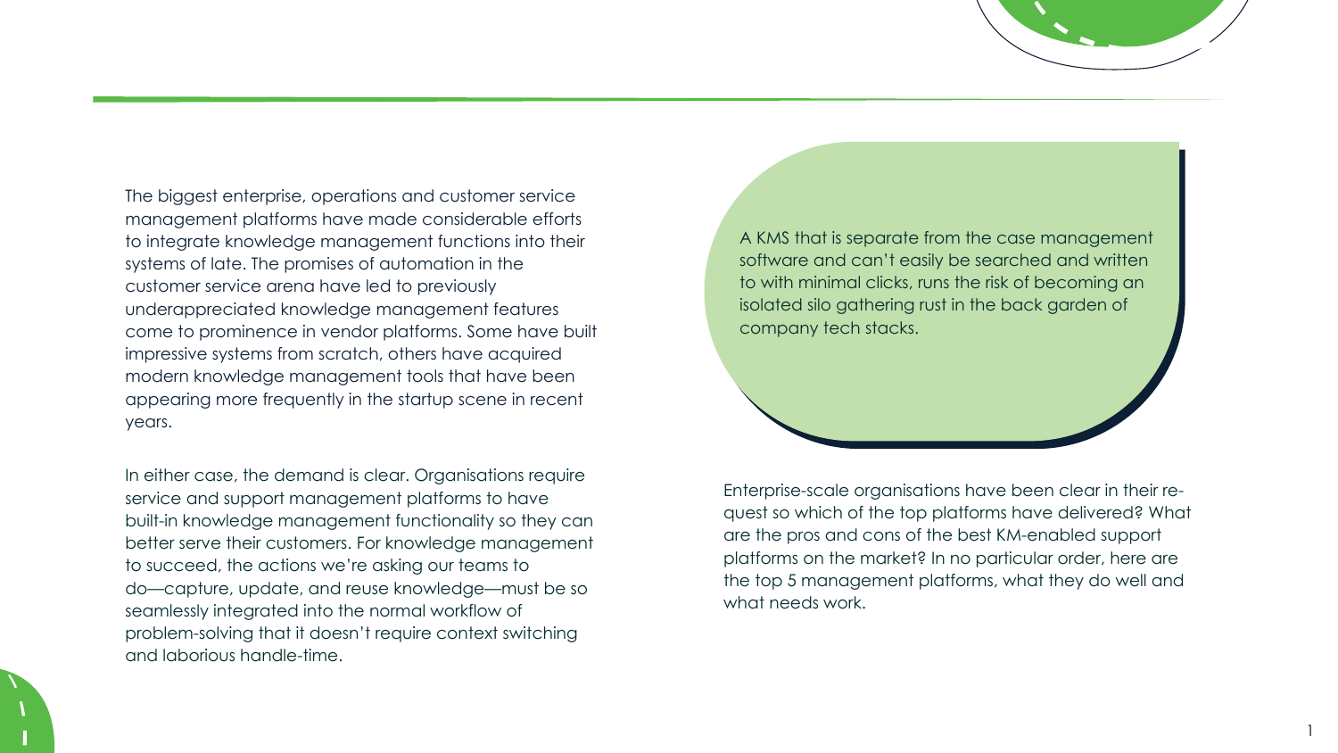The biggest enterprise, operations and customer service management platforms have made considerable efforts to integrate knowledge management functions into their systems of late. The promises of automation in the customer service arena have led to previously underappreciated knowledge management features come to prominence in vendor platforms. Some have built impressive systems from scratch, others have acquired modern knowledge management tools that have been appearing more frequently in the startup scene in recent years.

In either case, the demand is clear. Organisations require service and support management platforms to have built-in knowledge management functionality so they can better serve their customers. For knowledge management to succeed, the actions we're asking our teams to do—capture, update, and reuse knowledge—must be so seamlessly integrated into the normal workflow of problem-solving that it doesn't require context switching and laborious handle-time.

> A KMS that is separate from the case management software and can't easily be searched and written to with minimal clicks, runs the risk of becoming an isolated silo gathering rust in the back garden of company tech stacks.

Enterprise-scale organisations have been clear in their request so which of the top platforms have delivered? What are the pros and cons of the best KM-enabled support platforms on the market? In no particular order, here are the top 5 management platforms, what they do well and what needs work.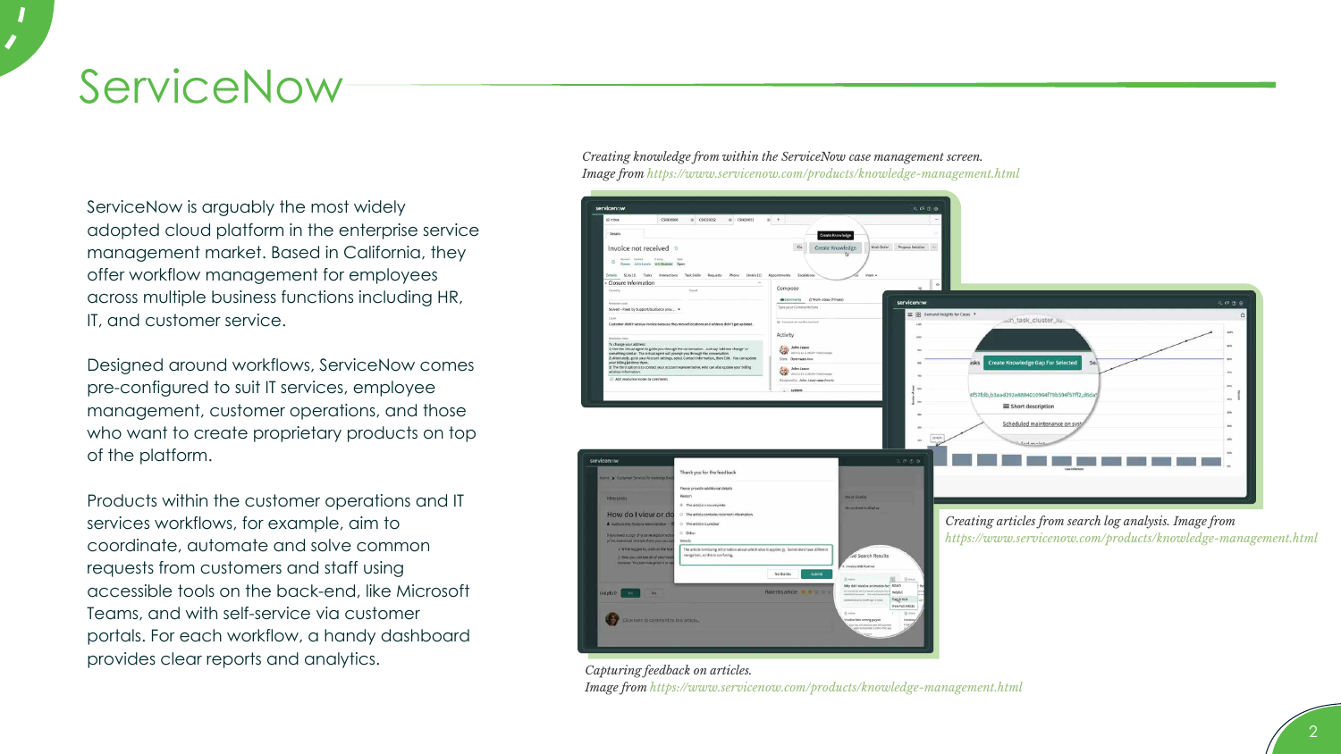# ServiceNow

ServiceNow is arguably the most widely adopted cloud platform in the enterprise service management market. Based in California, they offer workflow management for employees across multiple business functions including HR, IT, and customer service.

Designed around workflows, ServiceNow comes pre-configured to suit IT services, employee management, customer operations, and those who want to create proprietary products on top of the platform.

Products within the customer operations and IT services workflows, for example, aim to coordinate, automate and solve common requests from customers and staff using accessible tools on the back-end, like Microsoft Teams, and with self-service via customer portals. For each workflow, a handy dashboard provides clear reports and analytics.

*Creating knowledge from within the ServiceNow case management screen. Image from* https://www.servicenow.com/products/knowledge-management.html

*Creating articles from search log analysis. Image from* https://www.servicenow.com/products/knowledge-management.html

*Capturing feedback on articles. Image from* https://www.servicenow.com/products/knowledge-management.html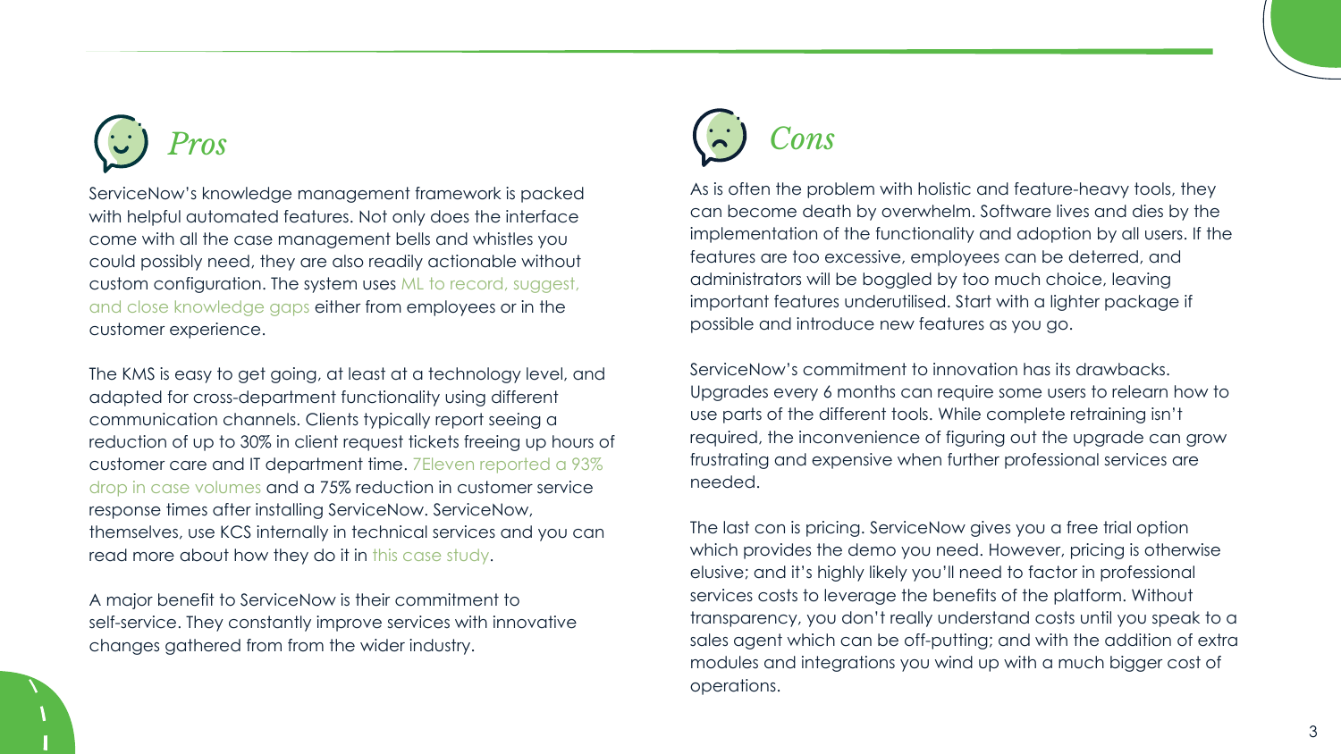## *Pros*

ServiceNow's knowledge management framework is packed with helpful automated features. Not only does the interface come with all the case management bells and whistles you could possibly need, they are also readily actionable without custom configuration. The system uses ML to record, suggest, and close knowledge gaps either from employees or in the customer experience.

The KMS is easy to get going, at least at a technology level, and adapted for cross-department functionality using different communication channels. Clients typically report seeing a reduction of up to 30% in client request tickets freeing up hours of customer care and IT department time. 7Eleven reported a 93% drop in case volumes and a 75% reduction in customer service response times after installing ServiceNow. ServiceNow, themselves, use KCS internally in technical services and you can read more about how they do it in this case study.

A major benefit to ServiceNow is their commitment to self-service. They constantly improve services with innovative changes gathered from from the wider industry.

## *Cons*

As is often the problem with holistic and feature-heavy tools, they can become death by overwhelm. Software lives and dies by the implementation of the functionality and adoption by all users. If the features are too excessive, employees can be deterred, and administrators will be boggled by too much choice, leaving important features underutilised. Start with a lighter package if possible and introduce new features as you go.

ServiceNow's commitment to innovation has its drawbacks. Upgrades every 6 months can require some users to relearn how to use parts of the different tools. While complete retraining isn't required, the inconvenience of figuring out the upgrade can grow frustrating and expensive when further professional services are needed.

The last con is pricing. ServiceNow gives you a free trial option which provides the demo you need. However, pricing is otherwise elusive; and it's highly likely you'll need to factor in professional services costs to leverage the benefits of the platform. Without transparency, you don't really understand costs until you speak to a sales agent which can be off-putting; and with the addition of extra modules and integrations you wind up with a much bigger cost of operations.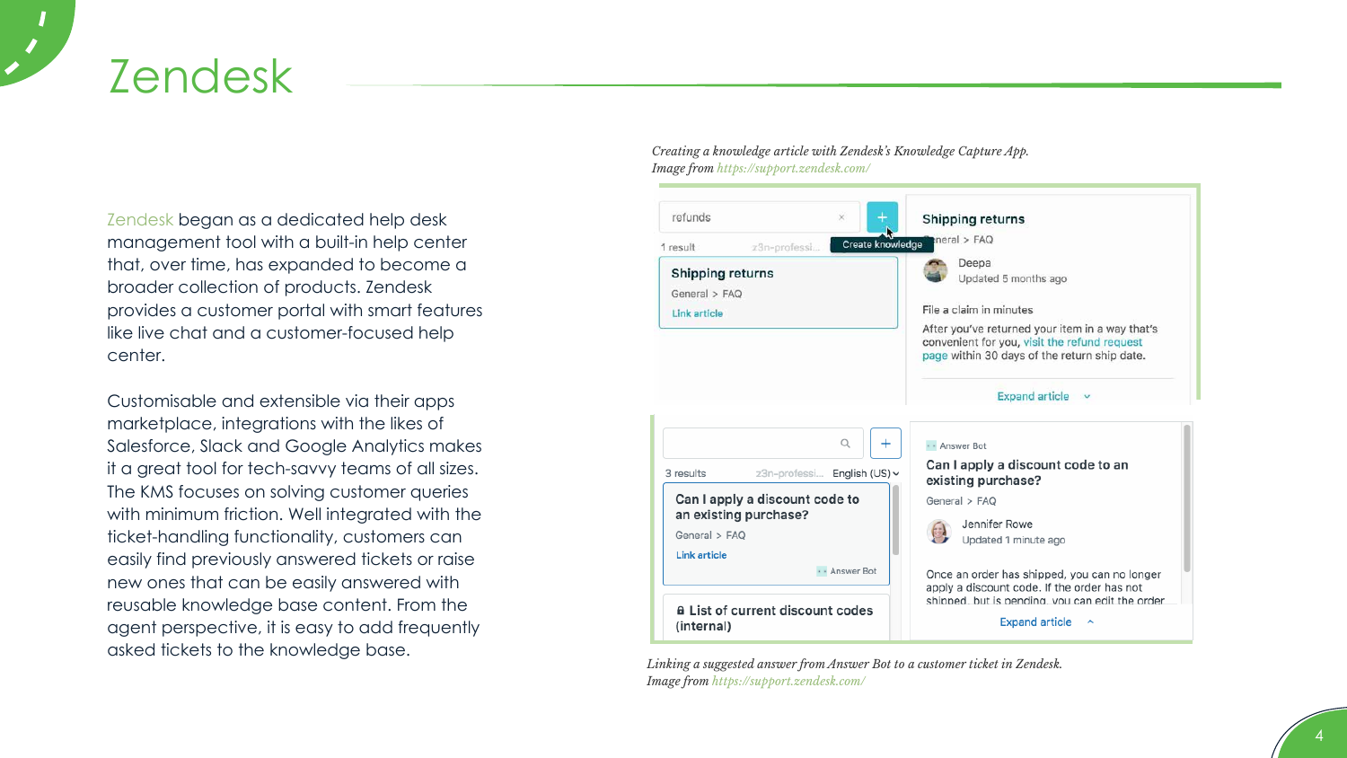# Zendesk

Zendesk began as a dedicated help desk management tool with a built-in help center that, over time, has expanded to become a broader collection of products. Zendesk provides a customer portal with smart features like live chat and a customer-focused help center.

Customisable and extensible via their apps marketplace, integrations with the likes of Salesforce, Slack and Google Analytics makes it a great tool for tech-savvy teams of all sizes. The KMS focuses on solving customer queries with minimum friction. Well integrated with the ticket-handling functionality, customers can easily find previously answered tickets or raise new ones that can be easily answered with reusable knowledge base content. From the agent perspective, it is easy to add frequently asked tickets to the knowledge base.

*Creating a knowledge article with Zendesk's Knowledge Capture App.*
*Image from https://support.zendesk.com/*

*Linking a suggested answer from Answer Bot to a customer ticket in Zendesk.*
*Image from https://support.zendesk.com/*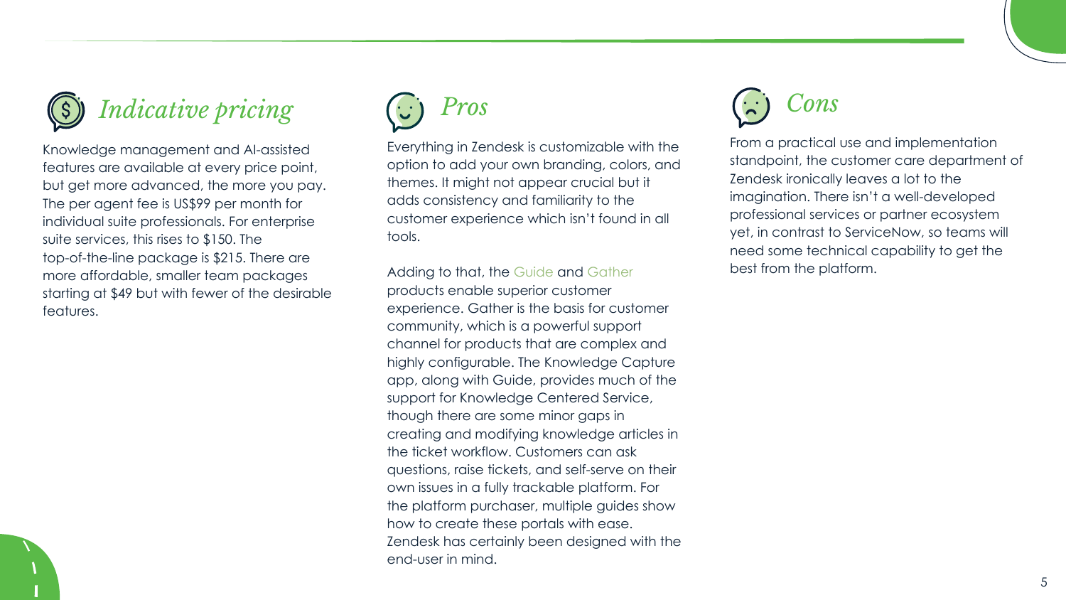## *Indicative pricing*

Knowledge management and AI-assisted features are available at every price point, but get more advanced, the more you pay. The per agent fee is US$99 per month for individual suite professionals. For enterprise suite services, this rises to $150. The top-of-the-line package is $215. There are more affordable, smaller team packages starting at $49 but with fewer of the desirable features.

## *Pros*

Everything in Zendesk is customizable with the option to add your own branding, colors, and themes. It might not appear crucial but it adds consistency and familiarity to the customer experience which isn't found in all tools.

Adding to that, the Guide and Gather products enable superior customer experience. Gather is the basis for customer community, which is a powerful support channel for products that are complex and highly configurable. The Knowledge Capture app, along with Guide, provides much of the support for Knowledge Centered Service, though there are some minor gaps in creating and modifying knowledge articles in the ticket workflow. Customers can ask questions, raise tickets, and self-serve on their own issues in a fully trackable platform. For the platform purchaser, multiple guides show how to create these portals with ease. Zendesk has certainly been designed with the end-user in mind.

## *Cons*

From a practical use and implementation standpoint, the customer care department of Zendesk ironically leaves a lot to the imagination. There isn't a well-developed professional services or partner ecosystem yet, in contrast to ServiceNow, so teams will need some technical capability to get the best from the platform.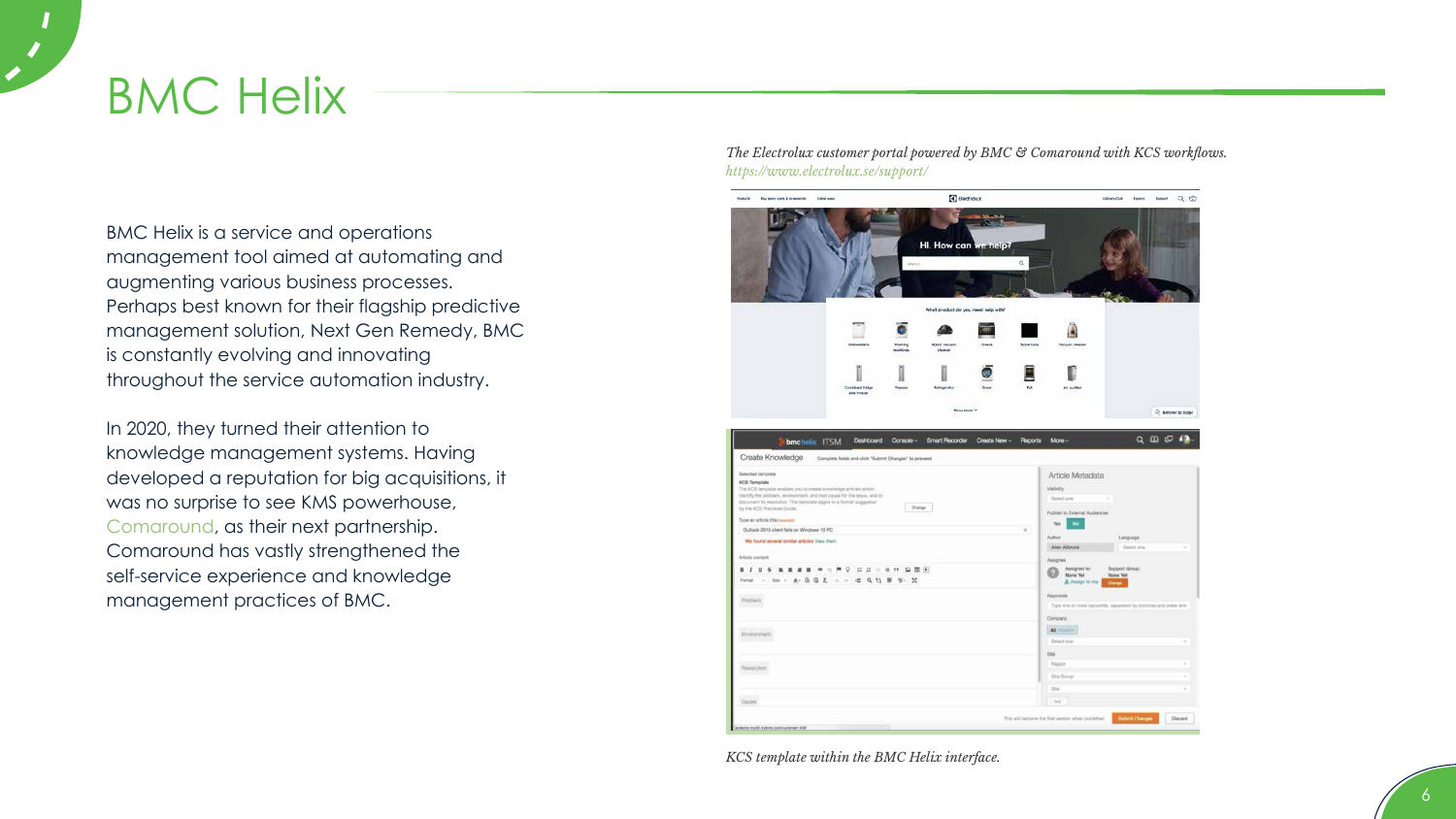# BMC Helix

BMC Helix is a service and operations management tool aimed at automating and augmenting various business processes. Perhaps best known for their flagship predictive management solution, Next Gen Remedy, BMC is constantly evolving and innovating throughout the service automation industry.

In 2020, they turned their attention to knowledge management systems. Having developed a reputation for big acquisitions, it was no surprise to see KMS powerhouse, Comaround, as their next partnership. Comaround has vastly strengthened the self-service experience and knowledge management practices of BMC.

*The Electrolux customer portal powered by BMC & Comaround with KCS workflows.*
*https://www.electrolux.se/support/*

*KCS template within the BMC Helix interface.*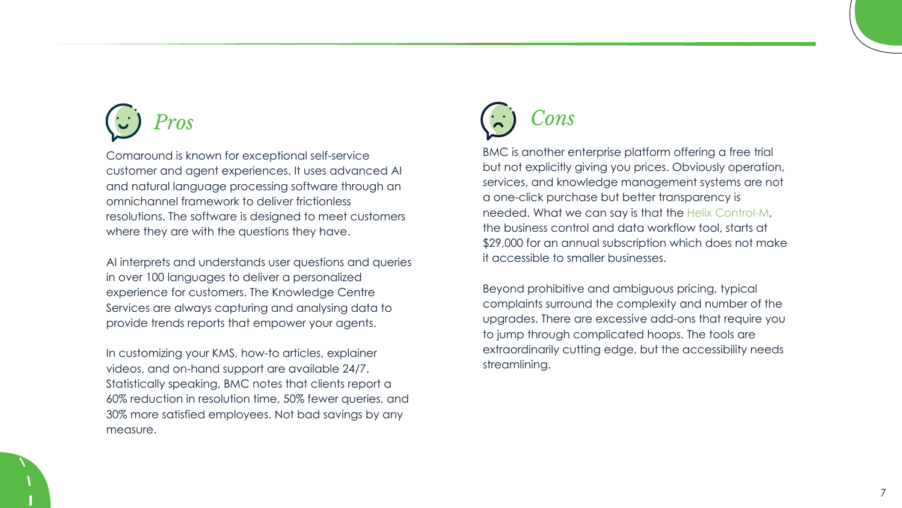## *Pros*

Comaround is known for exceptional self-service customer and agent experiences. It uses advanced AI and natural language processing software through an omnichannel framework to deliver frictionless resolutions. The software is designed to meet customers where they are with the questions they have.

AI interprets and understands user questions and queries in over 100 languages to deliver a personalized experience for customers. The Knowledge Centre Services are always capturing and analysing data to provide trends reports that empower your agents.

In customizing your KMS, how-to articles, explainer videos, and on-hand support are available 24/7. Statistically speaking, BMC notes that clients report a 60% reduction in resolution time, 50% fewer queries, and 30% more satisfied employees. Not bad savings by any measure.

## *Cons*

BMC is another enterprise platform offering a free trial but not explicitly giving you prices. Obviously operation, services, and knowledge management systems are not a one-click purchase but better transparency is needed. What we can say is that the Helix Control-M, the business control and data workflow tool, starts at $29,000 for an annual subscription which does not make it accessible to smaller businesses.

Beyond prohibitive and ambiguous pricing, typical complaints surround the complexity and number of the upgrades. There are excessive add-ons that require you to jump through complicated hoops. The tools are extraordinarily cutting edge, but the accessibility needs streamlining.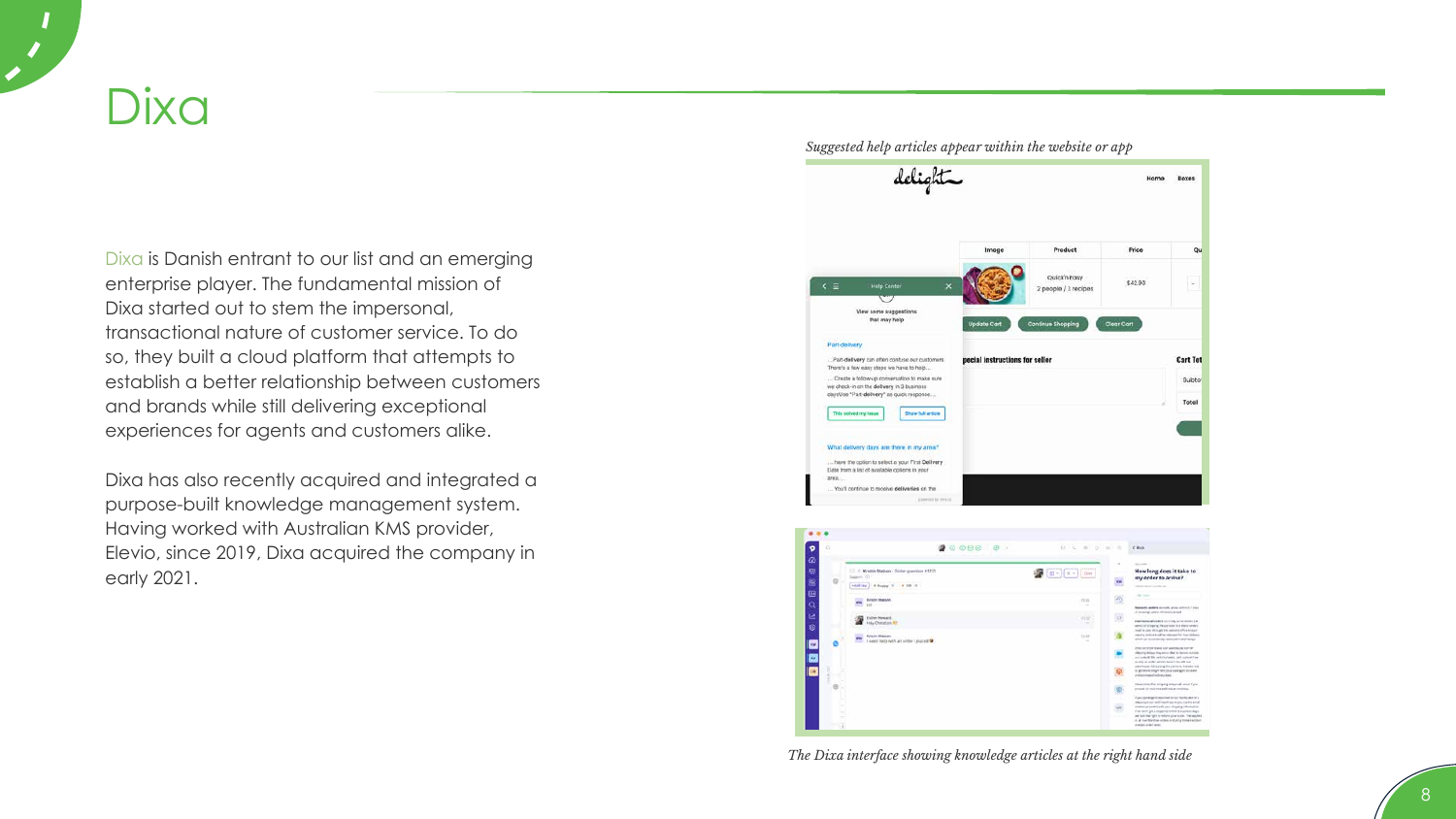# Dixa

Dixa is Danish entrant to our list and an emerging enterprise player. The fundamental mission of Dixa started out to stem the impersonal, transactional nature of customer service. To do so, they built a cloud platform that attempts to establish a better relationship between customers and brands while still delivering exceptional experiences for agents and customers alike.

Dixa has also recently acquired and integrated a purpose-built knowledge management system. Having worked with Australian KMS provider, Elevio, since 2019, Dixa acquired the company in early 2021.

*Suggested help articles appear within the website or app*

*The Dixa interface showing knowledge articles at the right hand side*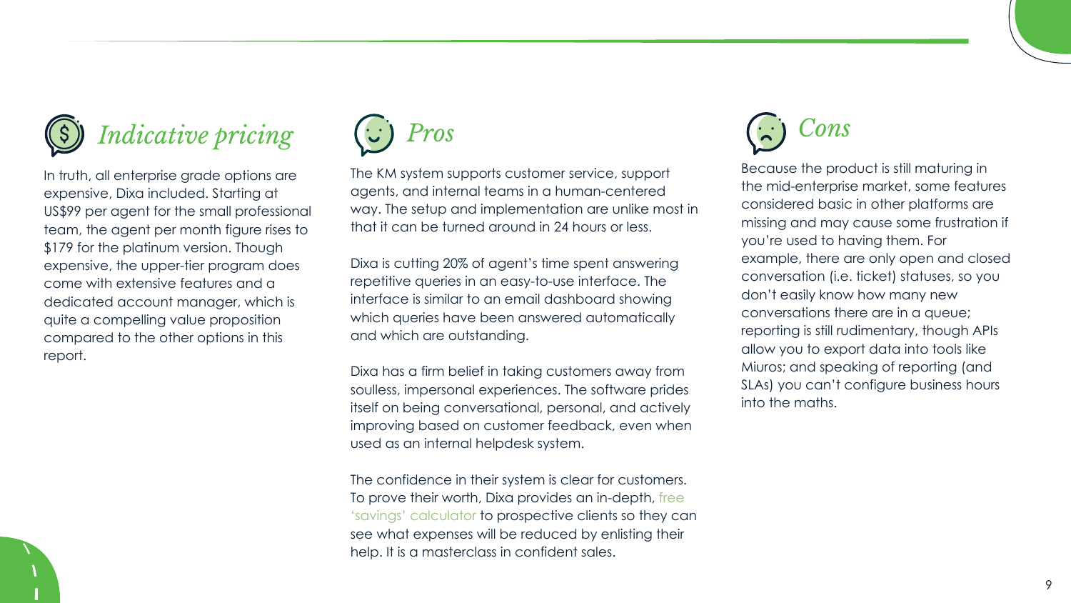## *Indicative pricing*

In truth, all enterprise grade options are expensive, Dixa included. Starting at US$99 per agent for the small professional team, the agent per month figure rises to $179 for the platinum version. Though expensive, the upper-tier program does come with extensive features and a dedicated account manager, which is quite a compelling value proposition compared to the other options in this report.

## *Pros*

The KM system supports customer service, support agents, and internal teams in a human-centered way. The setup and implementation are unlike most in that it can be turned around in 24 hours or less.

Dixa is cutting 20% of agent's time spent answering repetitive queries in an easy-to-use interface. The interface is similar to an email dashboard showing which queries have been answered automatically and which are outstanding.

Dixa has a firm belief in taking customers away from soulless, impersonal experiences. The software prides itself on being conversational, personal, and actively improving based on customer feedback, even when used as an internal helpdesk system.

The confidence in their system is clear for customers. To prove their worth, Dixa provides an in-depth, free 'savings' calculator to prospective clients so they can see what expenses will be reduced by enlisting their help. It is a masterclass in confident sales.

## *Cons*

Because the product is still maturing in the mid-enterprise market, some features considered basic in other platforms are missing and may cause some frustration if you're used to having them. For example, there are only open and closed conversation (i.e. ticket) statuses, so you don't easily know how many new conversations there are in a queue; reporting is still rudimentary, though APIs allow you to export data into tools like Miuros; and speaking of reporting (and SLAs) you can't configure business hours into the maths.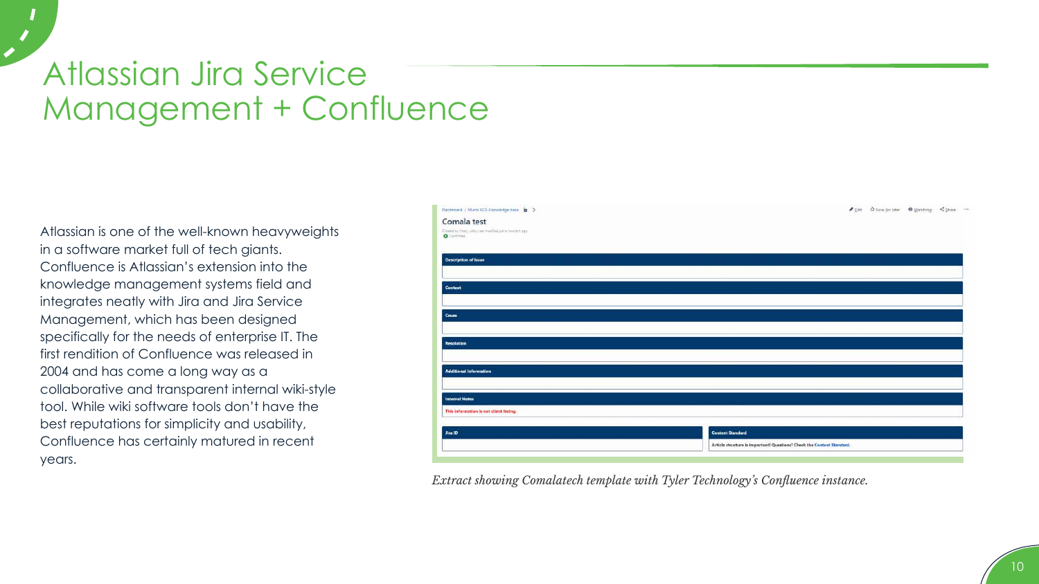# Atlassian Jira Service Management + Confluence

Atlassian is one of the well-known heavyweights in a software market full of tech giants. Confluence is Atlassian's extension into the knowledge management systems field and integrates neatly with Jira and Jira Service Management, which has been designed specifically for the needs of enterprise IT. The first rendition of Confluence was released in 2004 and has come a long way as a collaborative and transparent internal wiki-style tool. While wiki software tools don't have the best reputations for simplicity and usability, Confluence has certainly matured in recent years.

*Extract showing Comalatech template with Tyler Technology's Confluence instance.*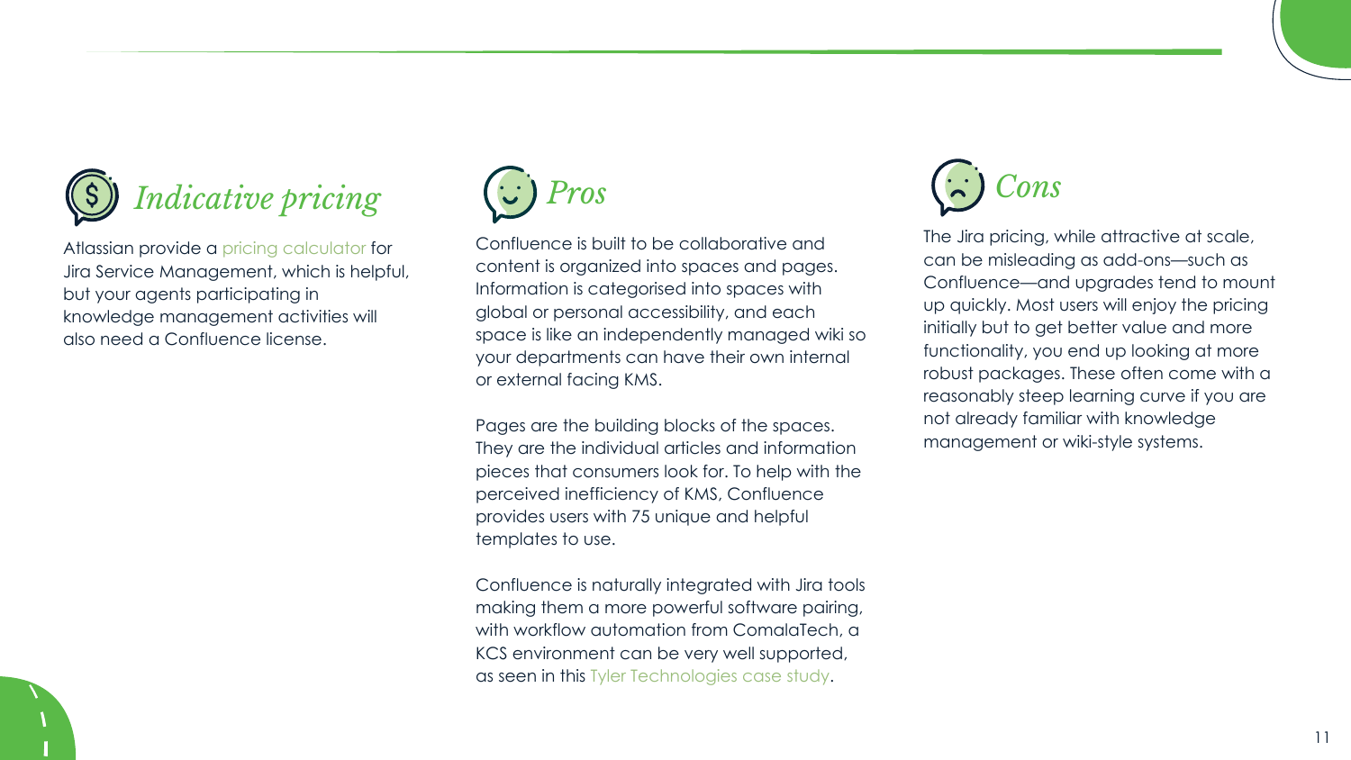## *Indicative pricing*

Atlassian provide a pricing calculator for Jira Service Management, which is helpful, but your agents participating in knowledge management activities will also need a Confluence license.

## *Pros*

Confluence is built to be collaborative and content is organized into spaces and pages. Information is categorised into spaces with global or personal accessibility, and each space is like an independently managed wiki so your departments can have their own internal or external facing KMS.

Pages are the building blocks of the spaces. They are the individual articles and information pieces that consumers look for. To help with the perceived inefficiency of KMS, Confluence provides users with 75 unique and helpful templates to use.

Confluence is naturally integrated with Jira tools making them a more powerful software pairing, with workflow automation from ComalaTech, a KCS environment can be very well supported, as seen in this Tyler Technologies case study.

## *Cons*

The Jira pricing, while attractive at scale, can be misleading as add-ons—such as Confluence—and upgrades tend to mount up quickly. Most users will enjoy the pricing initially but to get better value and more functionality, you end up looking at more robust packages. These often come with a reasonably steep learning curve if you are not already familiar with knowledge management or wiki-style systems.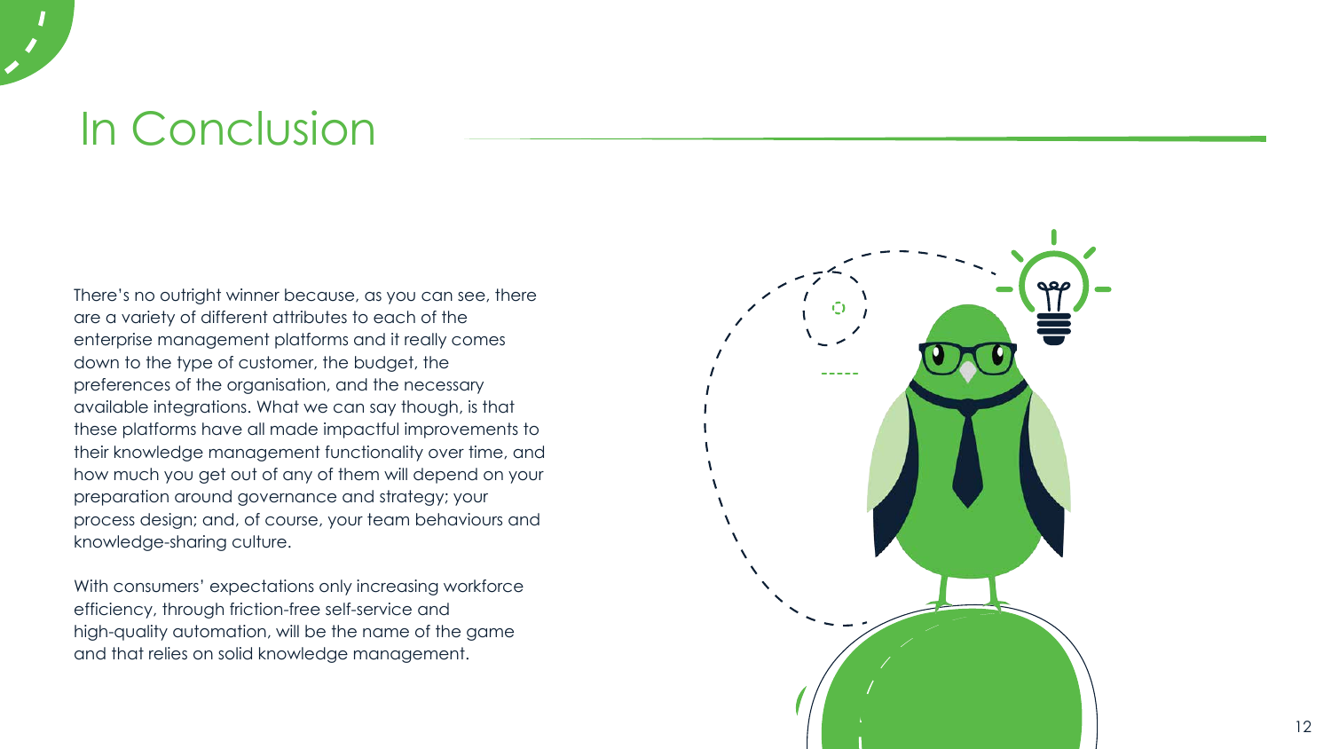# In Conclusion

There's no outright winner because, as you can see, there are a variety of different attributes to each of the enterprise management platforms and it really comes down to the type of customer, the budget, the preferences of the organisation, and the necessary available integrations. What we can say though, is that these platforms have all made impactful improvements to their knowledge management functionality over time, and how much you get out of any of them will depend on your preparation around governance and strategy; your process design; and, of course, your team behaviours and knowledge-sharing culture.

With consumers' expectations only increasing workforce efficiency, through friction-free self-service and high-quality automation, will be the name of the game and that relies on solid knowledge management.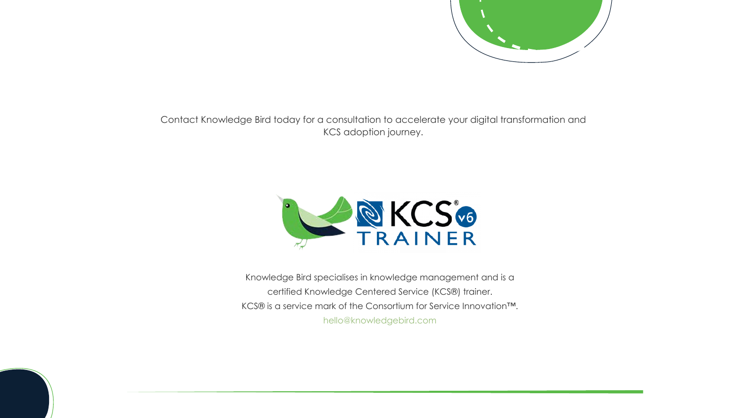Contact Knowledge Bird today for a consultation to accelerate your digital transformation and KCS adoption journey.

Knowledge Bird specialises in knowledge management and is a certified Knowledge Centered Service (KCS®) trainer.
KCS® is a service mark of the Consortium for Service Innovation™.
hello@knowledgebird.com